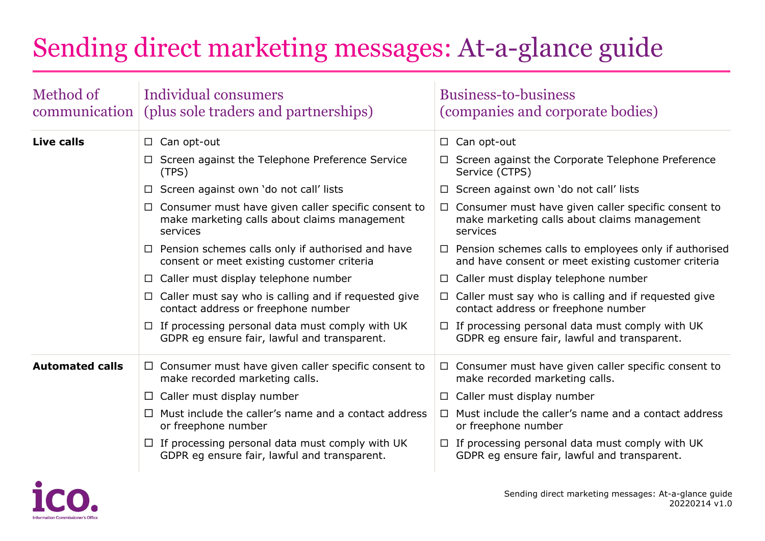# Sending direct marketing messages: At-a-glance guide

| Method of communication | Individual consumers (plus sole traders and partnerships) | Business-to-business (companies and corporate bodies) |
| --- | --- | --- |
| **Live calls** | ☐ Can opt-out<br>☐ Screen against the Telephone Preference Service (TPS)<br>☐ Screen against own 'do not call' lists<br>☐ Consumer must have given caller specific consent to make marketing calls about claims management services<br>☐ Pension schemes calls only if authorised and have consent or meet existing customer criteria<br>☐ Caller must display telephone number<br>☐ Caller must say who is calling and if requested give contact address or freephone number<br>☐ If processing personal data must comply with UK GDPR eg ensure fair, lawful and transparent. | ☐ Can opt-out<br>☐ Screen against the Corporate Telephone Preference Service (CTPS)<br>☐ Screen against own 'do not call' lists<br>☐ Consumer must have given caller specific consent to make marketing calls about claims management services<br>☐ Pension schemes calls to employees only if authorised and have consent or meet existing customer criteria<br>☐ Caller must display telephone number<br>☐ Caller must say who is calling and if requested give contact address or freephone number<br>☐ If processing personal data must comply with UK GDPR eg ensure fair, lawful and transparent. |
| **Automated calls** | ☐ Consumer must have given caller specific consent to make recorded marketing calls.<br>☐ Caller must display number<br>☐ Must include the caller's name and a contact address or freephone number<br>☐ If processing personal data must comply with UK GDPR eg ensure fair, lawful and transparent. | ☐ Consumer must have given caller specific consent to make recorded marketing calls.<br>☐ Caller must display number<br>☐ Must include the caller's name and a contact address or freephone number<br>☐ If processing personal data must comply with UK GDPR eg ensure fair, lawful and transparent. |

ico. Information Commissioner's Office

Sending direct marketing messages: At-a-glance guide
20220214 v1.0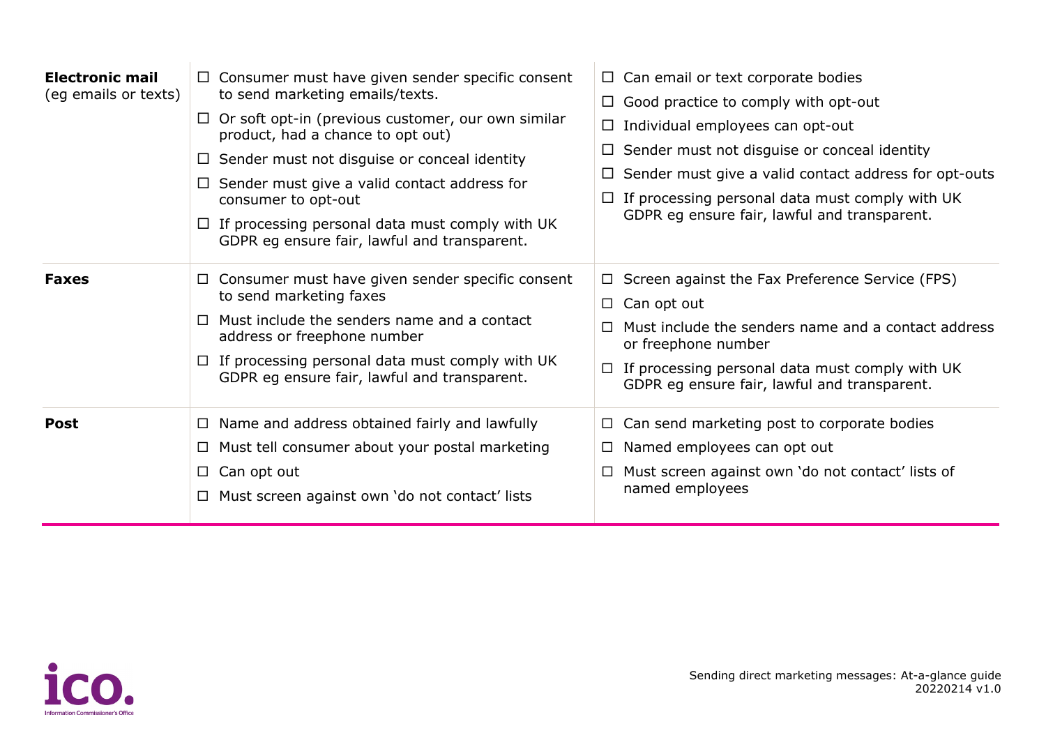| | | |
|---|---|---|
| **Electronic mail** (eg emails or texts) | ☐ Consumer must have given sender specific consent to send marketing emails/texts.<br>☐ Or soft opt-in (previous customer, our own similar product, had a chance to opt out)<br>☐ Sender must not disguise or conceal identity<br>☐ Sender must give a valid contact address for consumer to opt-out<br>☐ If processing personal data must comply with UK GDPR eg ensure fair, lawful and transparent. | ☐ Can email or text corporate bodies<br>☐ Good practice to comply with opt-out<br>☐ Individual employees can opt-out<br>☐ Sender must not disguise or conceal identity<br>☐ Sender must give a valid contact address for opt-outs<br>☐ If processing personal data must comply with UK GDPR eg ensure fair, lawful and transparent. |
| **Faxes** | ☐ Consumer must have given sender specific consent to send marketing faxes<br>☐ Must include the senders name and a contact address or freephone number<br>☐ If processing personal data must comply with UK GDPR eg ensure fair, lawful and transparent. | ☐ Screen against the Fax Preference Service (FPS)<br>☐ Can opt out<br>☐ Must include the senders name and a contact address or freephone number<br>☐ If processing personal data must comply with UK GDPR eg ensure fair, lawful and transparent. |
| **Post** | ☐ Name and address obtained fairly and lawfully<br>☐ Must tell consumer about your postal marketing<br>☐ Can opt out<br>☐ Must screen against own 'do not contact' lists | ☐ Can send marketing post to corporate bodies<br>☐ Named employees can opt out<br>☐ Must screen against own 'do not contact' lists of named employees |